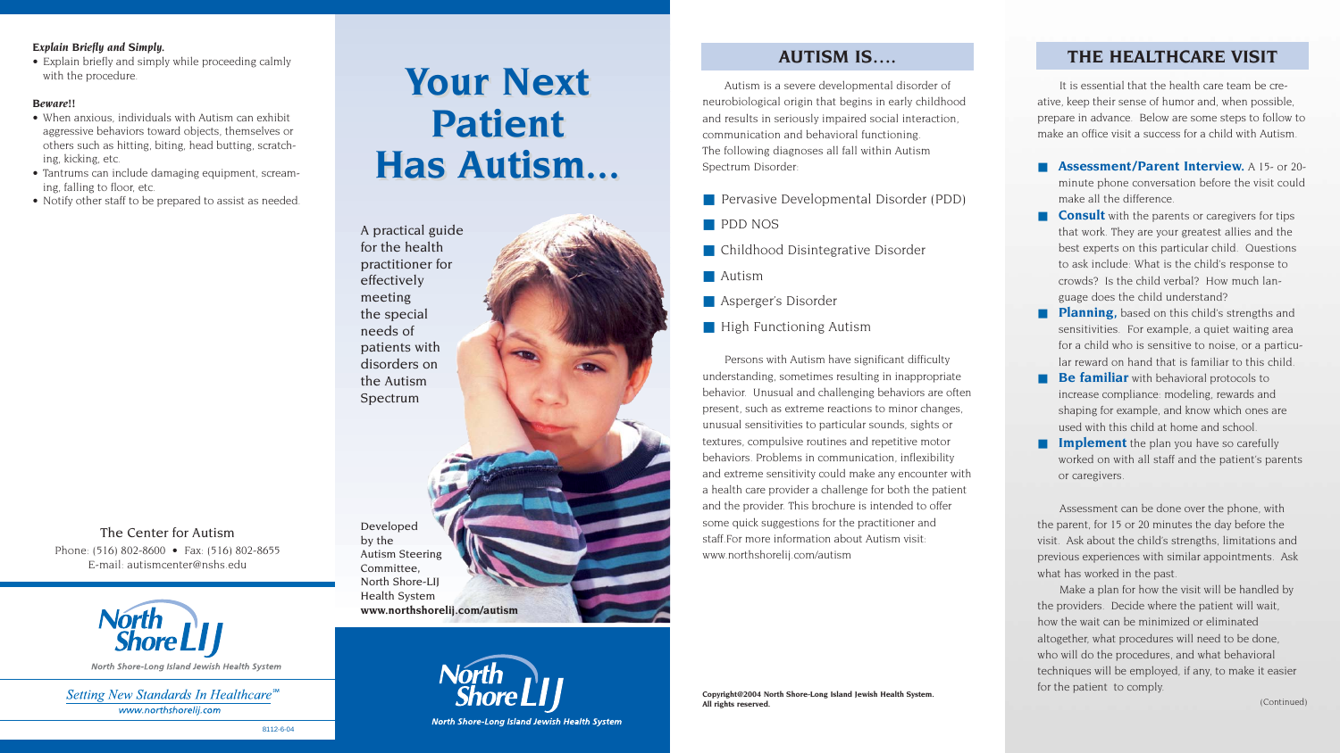***Explain Briefly and Simply.***

- Explain briefly and simply while proceeding calmly with the procedure.

***Beware!!***

- When anxious, individuals with Autism can exhibit aggressive behaviors toward objects, themselves or others such as hitting, biting, head butting, scratching, kicking, etc.
- Tantrums can include damaging equipment, screaming, falling to floor, etc.
- Notify other staff to be prepared to assist as needed.

The Center for Autism
Phone: (516) 802-8600 • Fax: (516) 802-8655
E-mail: autismcenter@nshs.edu

North Shore LIJ
North Shore-Long Island Jewish Health System

*Setting New Standards In Healthcare℠*
www.northshorelij.com

8112-6-04

# Your Next Patient Has Autism...

A practical guide for the health practitioner for effectively meeting the special needs of patients with disorders on the Autism Spectrum

Developed by the Autism Steering Committee, North Shore-LIJ Health System
**www.northshorelij.com/autism**

North Shore LIJ
North Shore-Long Island Jewish Health System

## AUTISM IS....

Autism is a severe developmental disorder of neurobiological origin that begins in early childhood and results in seriously impaired social interaction, communication and behavioral functioning. The following diagnoses all fall within Autism Spectrum Disorder:

- Pervasive Developmental Disorder (PDD)
- PDD NOS
- Childhood Disintegrative Disorder
- Autism
- Asperger's Disorder
- High Functioning Autism

Persons with Autism have significant difficulty understanding, sometimes resulting in inappropriate behavior. Unusual and challenging behaviors are often present, such as extreme reactions to minor changes, unusual sensitivities to particular sounds, sights or textures, compulsive routines and repetitive motor behaviors. Problems in communication, inflexibility and extreme sensitivity could make any encounter with a health care provider a challenge for both the patient and the provider. This brochure is intended to offer some quick suggestions for the practitioner and staff.For more information about Autism visit: www.northshorelij.com/autism

**Copyright©2004 North Shore-Long Island Jewish Health System. All rights reserved.**

## THE HEALTHCARE VISIT

It is essential that the health care team be creative, keep their sense of humor and, when possible, prepare in advance. Below are some steps to follow to make an office visit a success for a child with Autism.

- **Assessment/Parent Interview.** A 15- or 20-minute phone conversation before the visit could make all the difference.
- **Consult** with the parents or caregivers for tips that work. They are your greatest allies and the best experts on this particular child. Questions to ask include: What is the child's response to crowds? Is the child verbal? How much language does the child understand?
- **Planning,** based on this child's strengths and sensitivities. For example, a quiet waiting area for a child who is sensitive to noise, or a particular reward on hand that is familiar to this child.
- **Be familiar** with behavioral protocols to increase compliance: modeling, rewards and shaping for example, and know which ones are used with this child at home and school.
- **Implement** the plan you have so carefully worked on with all staff and the patient's parents or caregivers.

Assessment can be done over the phone, with the parent, for 15 or 20 minutes the day before the visit. Ask about the child's strengths, limitations and previous experiences with similar appointments. Ask what has worked in the past.

Make a plan for how the visit will be handled by the providers. Decide where the patient will wait, how the wait can be minimized or eliminated altogether, what procedures will need to be done, who will do the procedures, and what behavioral techniques will be employed, if any, to make it easier for the patient to comply.

(Continued)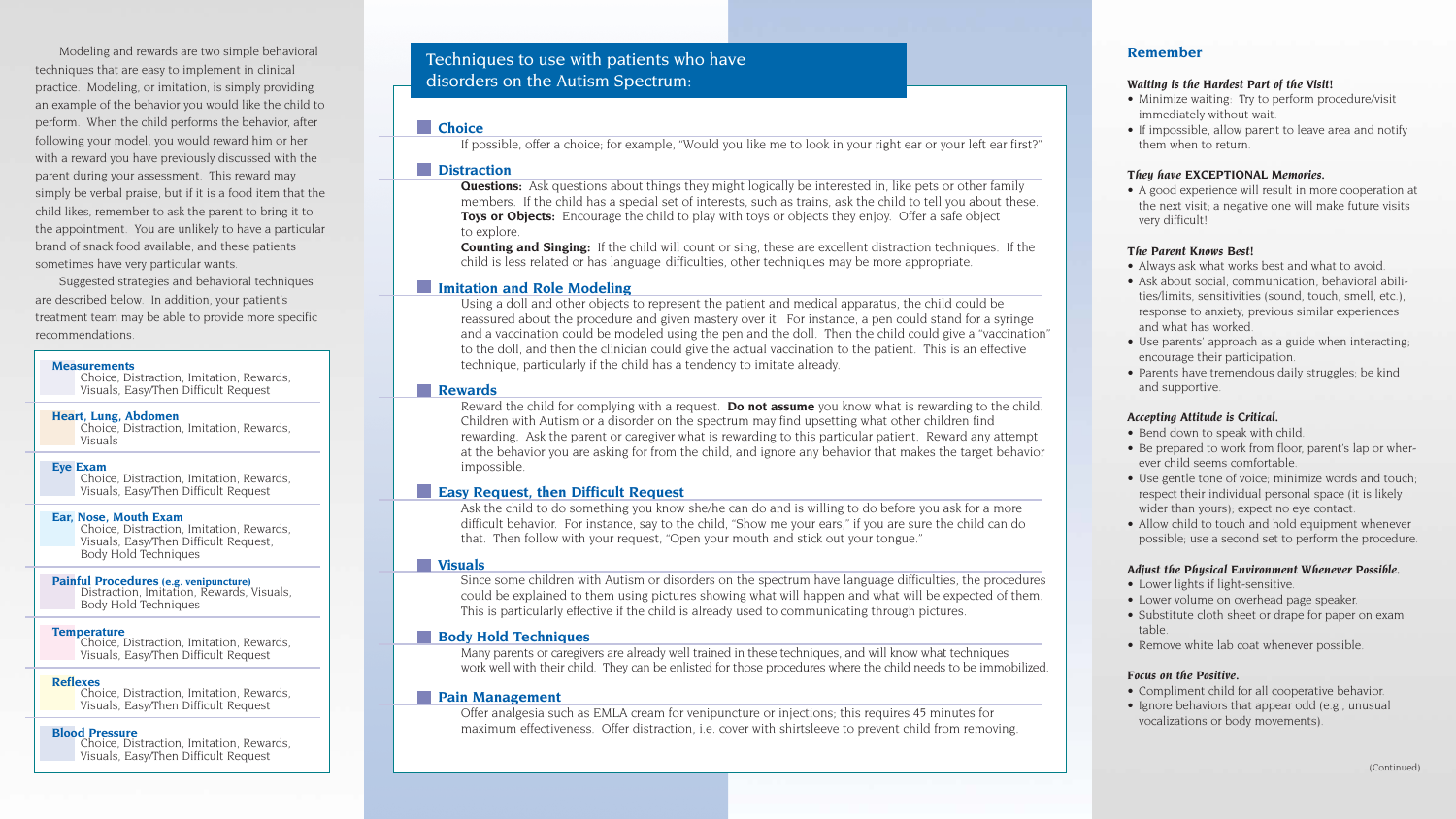Modeling and rewards are two simple behavioral techniques that are easy to implement in clinical practice. Modeling, or imitation, is simply providing an example of the behavior you would like the child to perform. When the child performs the behavior, after following your model, you would reward him or her with a reward you have previously discussed with the parent during your assessment. This reward may simply be verbal praise, but if it is a food item that the child likes, remember to ask the parent to bring it to the appointment. You are unlikely to have a particular brand of snack food available, and these patients sometimes have very particular wants.

Suggested strategies and behavioral techniques are described below. In addition, your patient's treatment team may be able to provide more specific recommendations.

**Measurements**
Choice, Distraction, Imitation, Rewards, Visuals, Easy/Then Difficult Request

**Heart, Lung, Abdomen**
Choice, Distraction, Imitation, Rewards, Visuals

**Eye Exam**
Choice, Distraction, Imitation, Rewards, Visuals, Easy/Then Difficult Request

**Ear, Nose, Mouth Exam**
Choice, Distraction, Imitation, Rewards, Visuals, Easy/Then Difficult Request, Body Hold Techniques

**Painful Procedures (e.g. venipuncture)**
Distraction, Imitation, Rewards, Visuals, Body Hold Techniques

**Temperature**
Choice, Distraction, Imitation, Rewards, Visuals, Easy/Then Difficult Request

**Reflexes**
Choice, Distraction, Imitation, Rewards, Visuals, Easy/Then Difficult Request

**Blood Pressure**
Choice, Distraction, Imitation, Rewards, Visuals, Easy/Then Difficult Request

## Techniques to use with patients who have disorders on the Autism Spectrum:

### Choice
If possible, offer a choice; for example, "Would you like me to look in your right ear or your left ear first?"

### Distraction
**Questions:** Ask questions about things they might logically be interested in, like pets or other family members. If the child has a special set of interests, such as trains, ask the child to tell you about these.
**Toys or Objects:** Encourage the child to play with toys or objects they enjoy. Offer a safe object to explore.
**Counting and Singing:** If the child will count or sing, these are excellent distraction techniques. If the child is less related or has language difficulties, other techniques may be more appropriate.

### Imitation and Role Modeling
Using a doll and other objects to represent the patient and medical apparatus, the child could be reassured about the procedure and given mastery over it. For instance, a pen could stand for a syringe and a vaccination could be modeled using the pen and the doll. Then the child could give a "vaccination" to the doll, and then the clinician could give the actual vaccination to the patient. This is an effective technique, particularly if the child has a tendency to imitate already.

### Rewards
Reward the child for complying with a request. **Do not assume** you know what is rewarding to the child. Children with Autism or a disorder on the spectrum may find upsetting what other children find rewarding. Ask the parent or caregiver what is rewarding to this particular patient. Reward any attempt at the behavior you are asking for from the child, and ignore any behavior that makes the target behavior impossible.

### Easy Request, then Difficult Request
Ask the child to do something you know she/he can do and is willing to do before you ask for a more difficult behavior. For instance, say to the child, "Show me your ears," if you are sure the child can do that. Then follow with your request, "Open your mouth and stick out your tongue."

### Visuals
Since some children with Autism or disorders on the spectrum have language difficulties, the procedures could be explained to them using pictures showing what will happen and what will be expected of them. This is particularly effective if the child is already used to communicating through pictures.

### Body Hold Techniques
Many parents or caregivers are already well trained in these techniques, and will know what techniques work well with their child. They can be enlisted for those procedures where the child needs to be immobilized.

### Pain Management
Offer analgesia such as EMLA cream for venipuncture or injections; this requires 45 minutes for maximum effectiveness. Offer distraction, i.e. cover with shirtsleeve to prevent child from removing.

## Remember

***Waiting is the Hardest Part of the Visit!***
- Minimize waiting: Try to perform procedure/visit immediately without wait.
- If impossible, allow parent to leave area and notify them when to return.

***They have EXCEPTIONAL Memories.***
- A good experience will result in more cooperation at the next visit; a negative one will make future visits very difficult!

***The Parent Knows Best!***
- Always ask what works best and what to avoid.
- Ask about social, communication, behavioral abilities/limits, sensitivities (sound, touch, smell, etc.), response to anxiety, previous similar experiences and what has worked.
- Use parents' approach as a guide when interacting; encourage their participation.
- Parents have tremendous daily struggles; be kind and supportive.

***Accepting Attitude is Critical.***
- Bend down to speak with child.
- Be prepared to work from floor, parent's lap or wherever child seems comfortable.
- Use gentle tone of voice; minimize words and touch; respect their individual personal space (it is likely wider than yours); expect no eye contact.
- Allow child to touch and hold equipment whenever possible; use a second set to perform the procedure.

***Adjust the Physical Environment Whenever Possible.***
- Lower lights if light-sensitive.
- Lower volume on overhead page speaker.
- Substitute cloth sheet or drape for paper on exam table.
- Remove white lab coat whenever possible.

***Focus on the Positive.***
- Compliment child for all cooperative behavior.
- Ignore behaviors that appear odd (e.g., unusual vocalizations or body movements).

(Continued)